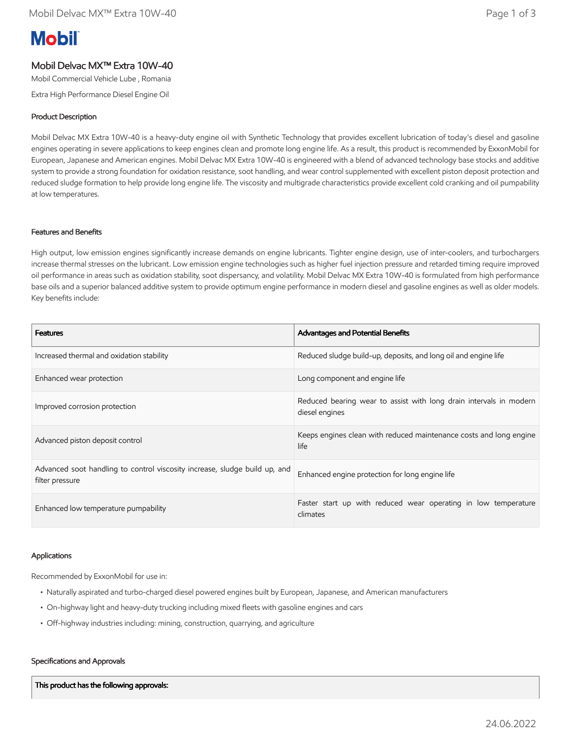# Mobil Delvac MX™ Extra 10W-40

Mobil Commercial Vehicle Lube , Romania

Extra High Performance Diesel Engine Oil

## Product Description

Mobil Delvac MX Extra 10W-40 is a heavy-duty engine oil with Synthetic Technology that provides excellent lubrication of today's diesel and gasoline engines operating in severe applications to keep engines clean and promote long engine life. As a result, this product is recommended by ExxonMobil for European, Japanese and American engines. Mobil Delvac MX Extra 10W-40 is engineered with a blend of advanced technology base stocks and additive system to provide a strong foundation for oxidation resistance, soot handling, and wear control supplemented with excellent piston deposit protection and reduced sludge formation to help provide long engine life. The viscosity and multigrade characteristics provide excellent cold cranking and oil pumpability at low temperatures.

## Features and Benefits

High output, low emission engines significantly increase demands on engine lubricants. Tighter engine design, use of inter-coolers, and turbochargers increase thermal stresses on the lubricant. Low emission engine technologies such as higher fuel injection pressure and retarded timing require improved oil performance in areas such as oxidation stability, soot dispersancy, and volatility. Mobil Delvac MX Extra 10W-40 is formulated from high performance base oils and a superior balanced additive system to provide optimum engine performance in modern diesel and gasoline engines as well as older models. Key benefits include:

| Features | Advantages and Potential Benefits |
|---|---|
| Increased thermal and oxidation stability | Reduced sludge build-up, deposits, and long oil and engine life |
| Enhanced wear protection | Long component and engine life |
| Improved corrosion protection | Reduced bearing wear to assist with long drain intervals in modern diesel engines |
| Advanced piston deposit control | Keeps engines clean with reduced maintenance costs and long engine life |
| Advanced soot handling to control viscosity increase, sludge build up, and filter pressure | Enhanced engine protection for long engine life |
| Enhanced low temperature pumpability | Faster start up with reduced wear operating in low temperature climates |

## Applications

Recommended by ExxonMobil for use in:

- Naturally aspirated and turbo-charged diesel powered engines built by European, Japanese, and American manufacturers
- On-highway light and heavy-duty trucking including mixed fleets with gasoline engines and cars
- Off-highway industries including: mining, construction, quarrying, and agriculture

## Specifications and Approvals

| This product has the following approvals: |
|---|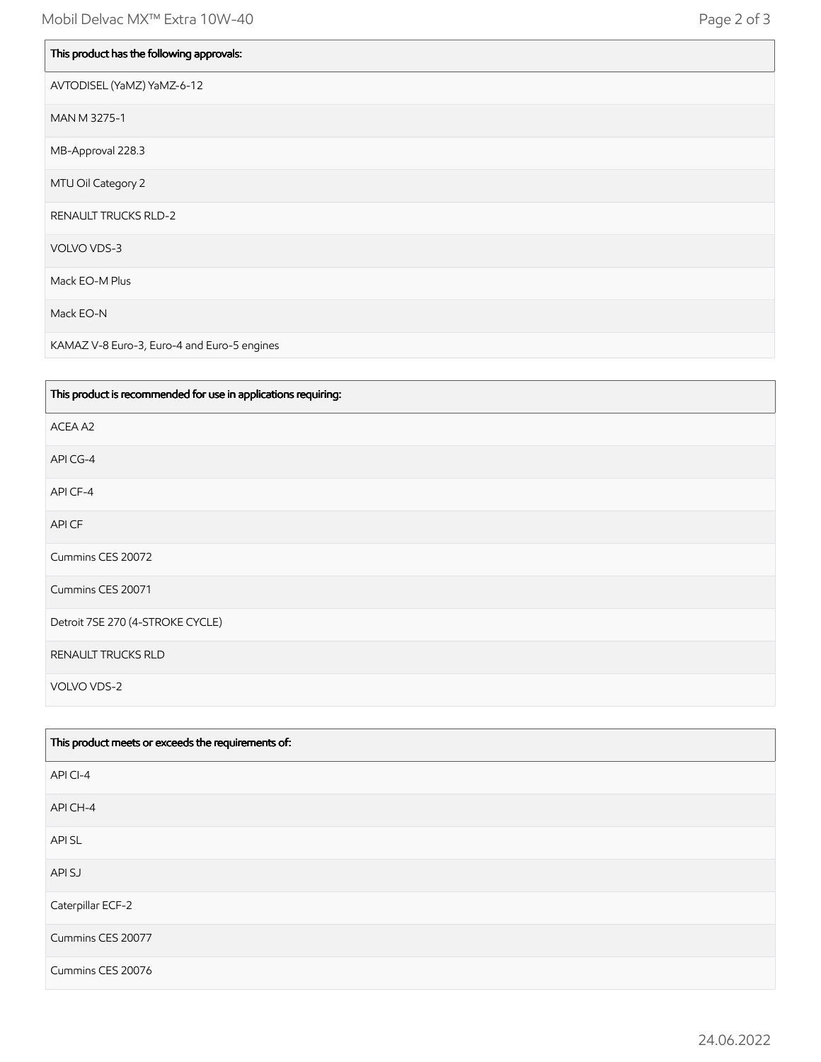| This product has the following approvals: |
| --- |
| AVTODISEL (YaMZ) YaMZ-6-12 |
| MAN M 3275-1 |
| MB-Approval 228.3 |
| MTU Oil Category 2 |
| RENAULT TRUCKS RLD-2 |
| VOLVO VDS-3 |
| Mack EO-M Plus |
| Mack EO-N |
| KAMAZ V-8 Euro-3, Euro-4 and Euro-5 engines |

| This product is recommended for use in applications requiring: |
| --- |
| ACEA A2 |
| API CG-4 |
| API CF-4 |
| API CF |
| Cummins CES 20072 |
| Cummins CES 20071 |
| Detroit 7SE 270 (4-STROKE CYCLE) |
| RENAULT TRUCKS RLD |
| VOLVO VDS-2 |

| This product meets or exceeds the requirements of: |
| --- |
| API CI-4 |
| API CH-4 |
| API SL |
| API SJ |
| Caterpillar ECF-2 |
| Cummins CES 20077 |
| Cummins CES 20076 |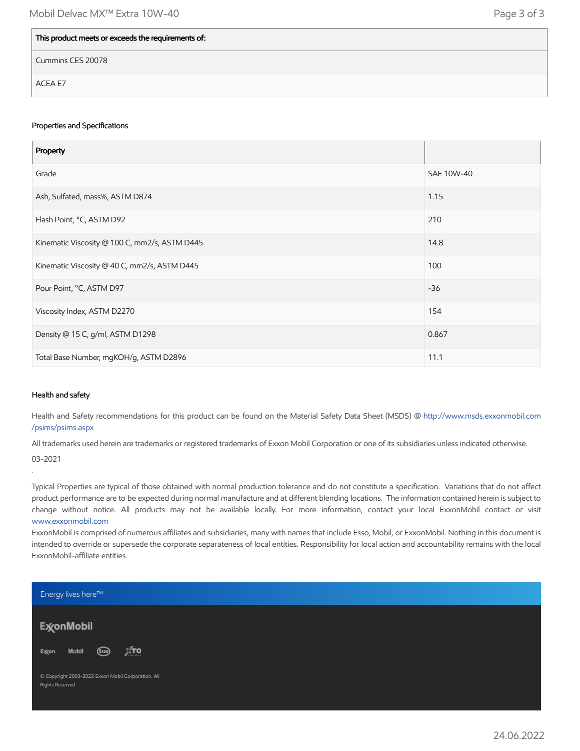| This product meets or exceeds the requirements of: |
| --- |
| Cummins CES 20078 |
| ACEA E7 |

### Properties and Specifications

| Property | |
| --- | --- |
| Grade | SAE 10W-40 |
| Ash, Sulfated, mass%, ASTM D874 | 1.15 |
| Flash Point, °C, ASTM D92 | 210 |
| Kinematic Viscosity @ 100 C, mm2/s, ASTM D445 | 14.8 |
| Kinematic Viscosity @ 40 C, mm2/s, ASTM D445 | 100 |
| Pour Point, °C, ASTM D97 | -36 |
| Viscosity Index, ASTM D2270 | 154 |
| Density @ 15 C, g/ml, ASTM D1298 | 0.867 |
| Total Base Number, mgKOH/g, ASTM D2896 | 11.1 |

### Health and safety

Health and Safety recommendations for this product can be found on the Material Safety Data Sheet (MSDS) @ http://www.msds.exxonmobil.com/psims/psims.aspx

All trademarks used herein are trademarks or registered trademarks of Exxon Mobil Corporation or one of its subsidiaries unless indicated otherwise.

03-2021

.

Typical Properties are typical of those obtained with normal production tolerance and do not constitute a specification. Variations that do not affect product performance are to be expected during normal manufacture and at different blending locations. The information contained herein is subject to change without notice. All products may not be available locally. For more information, contact your local ExxonMobil contact or visit www.exxonmobil.com

ExxonMobil is comprised of numerous affiliates and subsidiaries, many with names that include Esso, Mobil, or ExxonMobil. Nothing in this document is intended to override or supersede the corporate separateness of local entities. Responsibility for local action and accountability remains with the local ExxonMobil-affiliate entities.

Energy lives here™

ExxonMobil

Exxon Mobil Esso XTO

© Copyright 2003-2022 Exxon Mobil Corporation. All Rights Reserved

24.06.2022